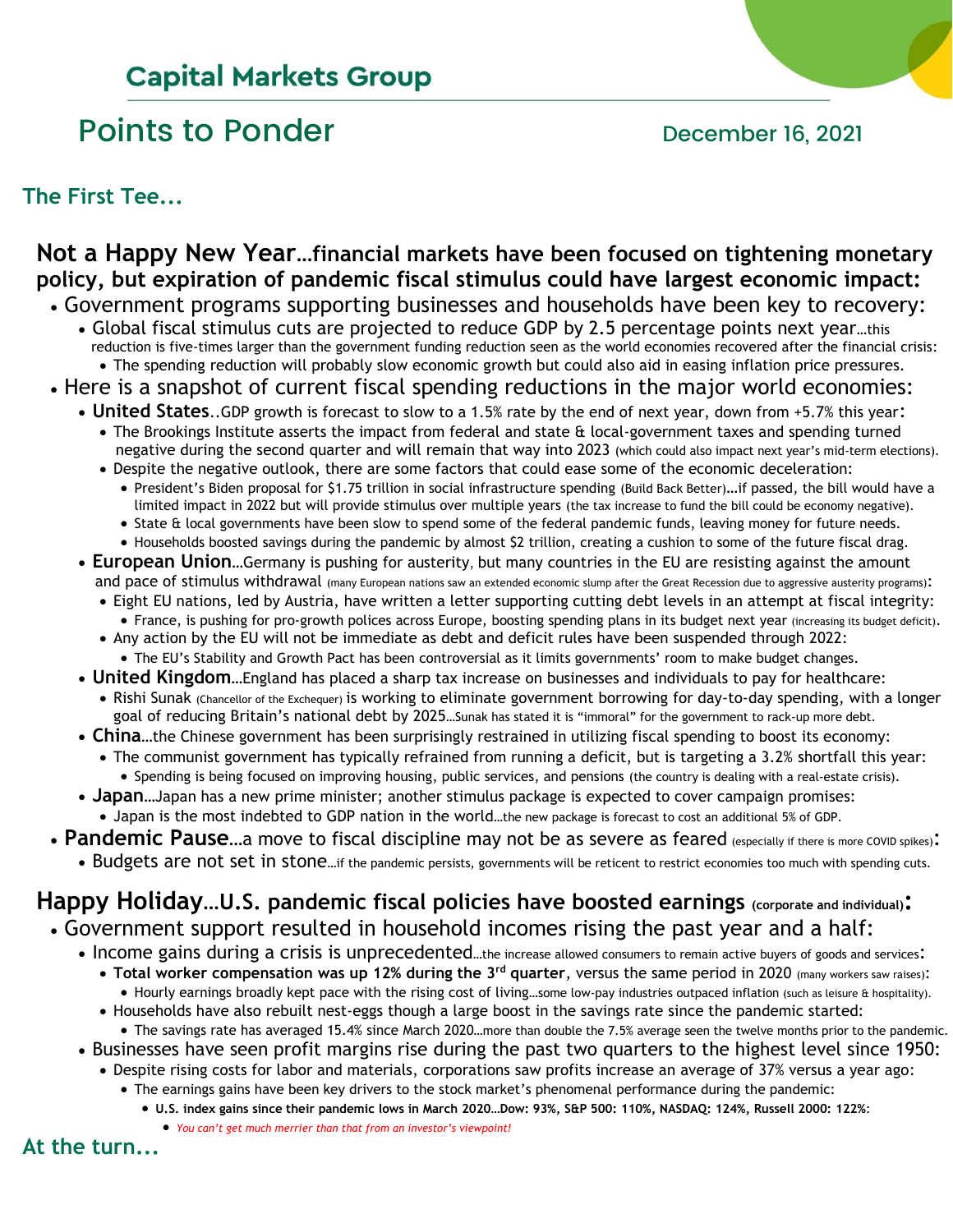## Capital Markets Group

# Points to Ponder

December 16, 2021

### The First Tee...

**Not a Happy New Year…financial markets have been focused on tightening monetary policy, but expiration of pandemic fiscal stimulus could have largest economic impact:**

- Government programs supporting businesses and households have been key to recovery:
  - Global fiscal stimulus cuts are projected to reduce GDP by 2.5 percentage points next year…this reduction is five-times larger than the government funding reduction seen as the world economies recovered after the financial crisis:
    - The spending reduction will probably slow economic growth but could also aid in easing inflation price pressures.
- Here is a snapshot of current fiscal spending reductions in the major world economies:
  - **United States**..GDP growth is forecast to slow to a 1.5% rate by the end of next year, down from +5.7% this year:
    - The Brookings Institute asserts the impact from federal and state & local-government taxes and spending turned negative during the second quarter and will remain that way into 2023 (which could also impact next year's mid-term elections).
    - Despite the negative outlook, there are some factors that could ease some of the economic deceleration:
      - President's Biden proposal for $1.75 trillion in social infrastructure spending (Build Back Better)…if passed, the bill would have a limited impact in 2022 but will provide stimulus over multiple years (the tax increase to fund the bill could be economy negative).
      - State & local governments have been slow to spend some of the federal pandemic funds, leaving money for future needs.
      - Households boosted savings during the pandemic by almost $2 trillion, creating a cushion to some of the future fiscal drag.
  - **European Union**…Germany is pushing for austerity, but many countries in the EU are resisting against the amount and pace of stimulus withdrawal (many European nations saw an extended economic slump after the Great Recession due to aggressive austerity programs):
    - Eight EU nations, led by Austria, have written a letter supporting cutting debt levels in an attempt at fiscal integrity:
      - France, is pushing for pro-growth polices across Europe, boosting spending plans in its budget next year (increasing its budget deficit).
    - Any action by the EU will not be immediate as debt and deficit rules have been suspended through 2022:
      - The EU's Stability and Growth Pact has been controversial as it limits governments' room to make budget changes.
  - **United Kingdom**…England has placed a sharp tax increase on businesses and individuals to pay for healthcare:
    - Rishi Sunak (Chancellor of the Exchequer) is working to eliminate government borrowing for day-to-day spending, with a longer goal of reducing Britain's national debt by 2025…Sunak has stated it is "immoral" for the government to rack-up more debt.
  - **China**…the Chinese government has been surprisingly restrained in utilizing fiscal spending to boost its economy:
    - The communist government has typically refrained from running a deficit, but is targeting a 3.2% shortfall this year:
      - Spending is being focused on improving housing, public services, and pensions (the country is dealing with a real-estate crisis).
  - **Japan**…Japan has a new prime minister; another stimulus package is expected to cover campaign promises:
    - Japan is the most indebted to GDP nation in the world…the new package is forecast to cost an additional 5% of GDP.
- **Pandemic Pause**…a move to fiscal discipline may not be as severe as feared (especially if there is more COVID spikes):
  - Budgets are not set in stone…if the pandemic persists, governments will be reticent to restrict economies too much with spending cuts.

**Happy Holiday…U.S. pandemic fiscal policies have boosted earnings (corporate and individual):**

- Government support resulted in household incomes rising the past year and a half:
  - Income gains during a crisis is unprecedented…the increase allowed consumers to remain active buyers of goods and services:
    - **Total worker compensation was up 12% during the 3rd quarter**, versus the same period in 2020 (many workers saw raises):
      - Hourly earnings broadly kept pace with the rising cost of living…some low-pay industries outpaced inflation (such as leisure & hospitality).
    - Households have also rebuilt nest-eggs though a large boost in the savings rate since the pandemic started:
      - The savings rate has averaged 15.4% since March 2020…more than double the 7.5% average seen the twelve months prior to the pandemic.
  - Businesses have seen profit margins rise during the past two quarters to the highest level since 1950:
    - Despite rising costs for labor and materials, corporations saw profits increase an average of 37% versus a year ago:
      - The earnings gains have been key drivers to the stock market's phenomenal performance during the pandemic:
        - **U.S. index gains since their pandemic lows in March 2020…Dow: 93%, S&P 500: 110%, NASDAQ: 124%, Russell 2000: 122%:**
          - *You can't get much merrier than that from an investor's viewpoint!*

### At the turn...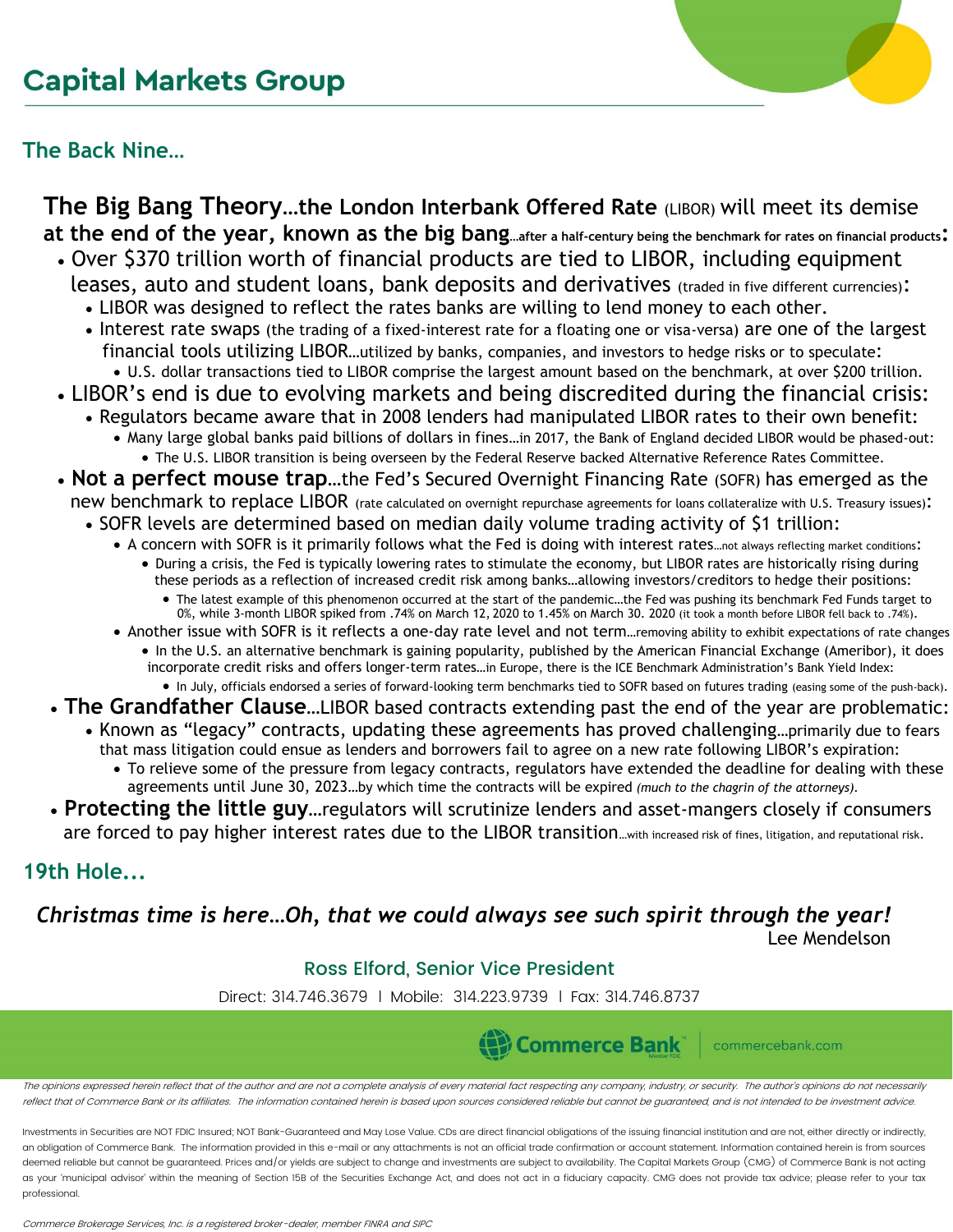## Capital Markets Group

### The Back Nine…

**The Big Bang Theory…the London Interbank Offered Rate** (LIBOR) will meet its demise **at the end of the year, known as the big bang…after a half-century being the benchmark for rates on financial products:**

- Over $370 trillion worth of financial products are tied to LIBOR, including equipment leases, auto and student loans, bank deposits and derivatives (traded in five different currencies):
  - LIBOR was designed to reflect the rates banks are willing to lend money to each other.
  - Interest rate swaps (the trading of a fixed-interest rate for a floating one or visa-versa) are one of the largest financial tools utilizing LIBOR…utilized by banks, companies, and investors to hedge risks or to speculate:
    - U.S. dollar transactions tied to LIBOR comprise the largest amount based on the benchmark, at over $200 trillion.
- LIBOR's end is due to evolving markets and being discredited during the financial crisis:
  - Regulators became aware that in 2008 lenders had manipulated LIBOR rates to their own benefit:
    - Many large global banks paid billions of dollars in fines…in 2017, the Bank of England decided LIBOR would be phased-out:
      - The U.S. LIBOR transition is being overseen by the Federal Reserve backed Alternative Reference Rates Committee.
- **Not a perfect mouse trap**…the Fed's Secured Overnight Financing Rate (SOFR) has emerged as the new benchmark to replace LIBOR (rate calculated on overnight repurchase agreements for loans collateralize with U.S. Treasury issues):
  - SOFR levels are determined based on median daily volume trading activity of $1 trillion:
    - A concern with SOFR is it primarily follows what the Fed is doing with interest rates…not always reflecting market conditions:
      - During a crisis, the Fed is typically lowering rates to stimulate the economy, but LIBOR rates are historically rising during these periods as a reflection of increased credit risk among banks…allowing investors/creditors to hedge their positions:
        - The latest example of this phenomenon occurred at the start of the pandemic…the Fed was pushing its benchmark Fed Funds target to 0%, while 3-month LIBOR spiked from .74% on March 12, 2020 to 1.45% on March 30. 2020 (it took a month before LIBOR fell back to .74%).
    - Another issue with SOFR is it reflects a one-day rate level and not term…removing ability to exhibit expectations of rate changes
      - In the U.S. an alternative benchmark is gaining popularity, published by the American Financial Exchange (Ameribor), it does incorporate credit risks and offers longer-term rates…in Europe, there is the ICE Benchmark Administration's Bank Yield Index:
        - In July, officials endorsed a series of forward-looking term benchmarks tied to SOFR based on futures trading (easing some of the push-back).
- **The Grandfather Clause**…LIBOR based contracts extending past the end of the year are problematic:
  - Known as "legacy" contracts, updating these agreements has proved challenging…primarily due to fears that mass litigation could ensue as lenders and borrowers fail to agree on a new rate following LIBOR's expiration:
    - To relieve some of the pressure from legacy contracts, regulators have extended the deadline for dealing with these agreements until June 30, 2023…by which time the contracts will be expired *(much to the chagrin of the attorneys)*.
- **Protecting the little guy**…regulators will scrutinize lenders and asset-mangers closely if consumers are forced to pay higher interest rates due to the LIBOR transition…with increased risk of fines, litigation, and reputational risk.

### 19th Hole...

***Christmas time is here…Oh, that we could always see such spirit through the year!***

Lee Mendelson

**Ross Elford, Senior Vice President**

Direct: 314.746.3679 | Mobile: 314.223.9739 | Fax: 314.746.8737

Commerce Bank | commercebank.com

*The opinions expressed herein reflect that of the author and are not a complete analysis of every material fact respecting any company, industry, or security. The author's opinions do not necessarily reflect that of Commerce Bank or its affiliates. The information contained herein is based upon sources considered reliable but cannot be guaranteed, and is not intended to be investment advice.*

Investments in Securities are NOT FDIC Insured; NOT Bank-Guaranteed and May Lose Value. CDs are direct financial obligations of the issuing financial institution and are not, either directly or indirectly, an obligation of Commerce Bank. The information provided in this e-mail or any attachments is not an official trade confirmation or account statement. Information contained herein is from sources deemed reliable but cannot be guaranteed. Prices and/or yields are subject to change and investments are subject to availability. The Capital Markets Group (CMG) of Commerce Bank is not acting as your 'municipal advisor' within the meaning of Section 15B of the Securities Exchange Act, and does not act in a fiduciary capacity. CMG does not provide tax advice; please refer to your tax professional.

*Commerce Brokerage Services, Inc. is a registered broker-dealer, member FINRA and SIPC*